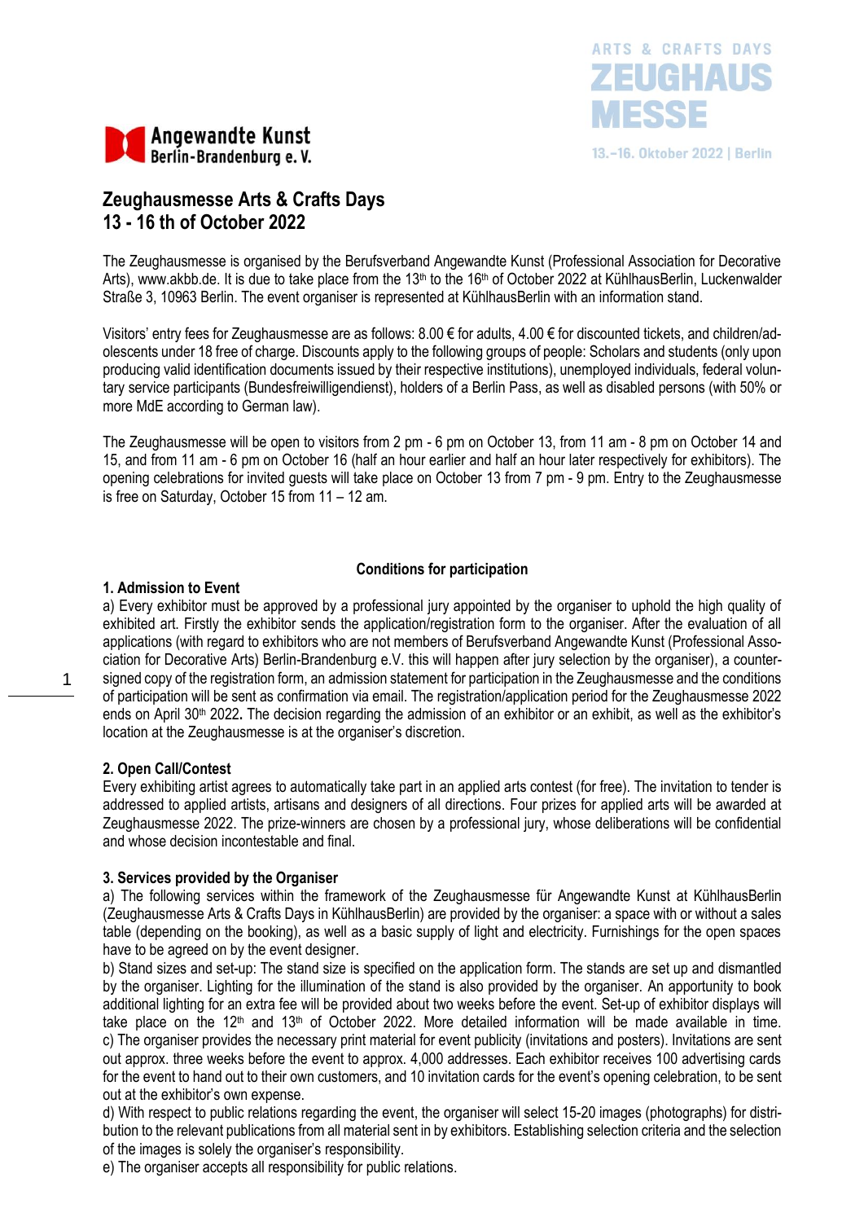Angewandte Kunst
Berlin-Brandenburg e. V.

ARTS & CRAFTS DAYS
ZEUGHAUS
MESSE
13.–16. Oktober 2022 | Berlin

# Zeughausmesse Arts & Crafts Days 13 - 16 th of October 2022

The Zeughausmesse is organised by the Berufsverband Angewandte Kunst (Professional Association for Decorative Arts), www.akbb.de. It is due to take place from the 13th to the 16th of October 2022 at KühlhausBerlin, Luckenwalder Straße 3, 10963 Berlin. The event organiser is represented at KühlhausBerlin with an information stand.

Visitors' entry fees for Zeughausmesse are as follows: 8.00 € for adults, 4.00 € for discounted tickets, and children/adolescents under 18 free of charge. Discounts apply to the following groups of people: Scholars and students (only upon producing valid identification documents issued by their respective institutions), unemployed individuals, federal voluntary service participants (Bundesfreiwilligendienst), holders of a Berlin Pass, as well as disabled persons (with 50% or more MdE according to German law).

The Zeughausmesse will be open to visitors from 2 pm - 6 pm on October 13, from 11 am - 8 pm on October 14 and 15, and from 11 am - 6 pm on October 16 (half an hour earlier and half an hour later respectively for exhibitors). The opening celebrations for invited guests will take place on October 13 from 7 pm - 9 pm. Entry to the Zeughausmesse is free on Saturday, October 15 from 11 – 12 am.

## Conditions for participation

### 1. Admission to Event

a) Every exhibitor must be approved by a professional jury appointed by the organiser to uphold the high quality of exhibited art. Firstly the exhibitor sends the application/registration form to the organiser. After the evaluation of all applications (with regard to exhibitors who are not members of Berufsverband Angewandte Kunst (Professional Association for Decorative Arts) Berlin-Brandenburg e.V. this will happen after jury selection by the organiser), a countersigned copy of the registration form, an admission statement for participation in the Zeughausmesse and the conditions of participation will be sent as confirmation via email. The registration/application period for the Zeughausmesse 2022 ends on April 30th 2022. The decision regarding the admission of an exhibitor or an exhibit, as well as the exhibitor's location at the Zeughausmesse is at the organiser's discretion.

### 2. Open Call/Contest

Every exhibiting artist agrees to automatically take part in an applied arts contest (for free). The invitation to tender is addressed to applied artists, artisans and designers of all directions. Four prizes for applied arts will be awarded at Zeughausmesse 2022. The prize-winners are chosen by a professional jury, whose deliberations will be confidential and whose decision incontestable and final.

### 3. Services provided by the Organiser

a) The following services within the framework of the Zeughausmesse für Angewandte Kunst at KühlhausBerlin (Zeughausmesse Arts & Crafts Days in KühlhausBerlin) are provided by the organiser: a space with or without a sales table (depending on the booking), as well as a basic supply of light and electricity. Furnishings for the open spaces have to be agreed on by the event designer.

b) Stand sizes and set-up: The stand size is specified on the application form. The stands are set up and dismantled by the organiser. Lighting for the illumination of the stand is also provided by the organiser. An opportunity to book additional lighting for an extra fee will be provided about two weeks before the event. Set-up of exhibitor displays will take place on the 12th and 13th of October 2022. More detailed information will be made available in time.

c) The organiser provides the necessary print material for event publicity (invitations and posters). Invitations are sent out approx. three weeks before the event to approx. 4,000 addresses. Each exhibitor receives 100 advertising cards for the event to hand out to their own customers, and 10 invitation cards for the event's opening celebration, to be sent out at the exhibitor's own expense.

d) With respect to public relations regarding the event, the organiser will select 15-20 images (photographs) for distribution to the relevant publications from all material sent in by exhibitors. Establishing selection criteria and the selection of the images is solely the organiser's responsibility.

e) The organiser accepts all responsibility for public relations.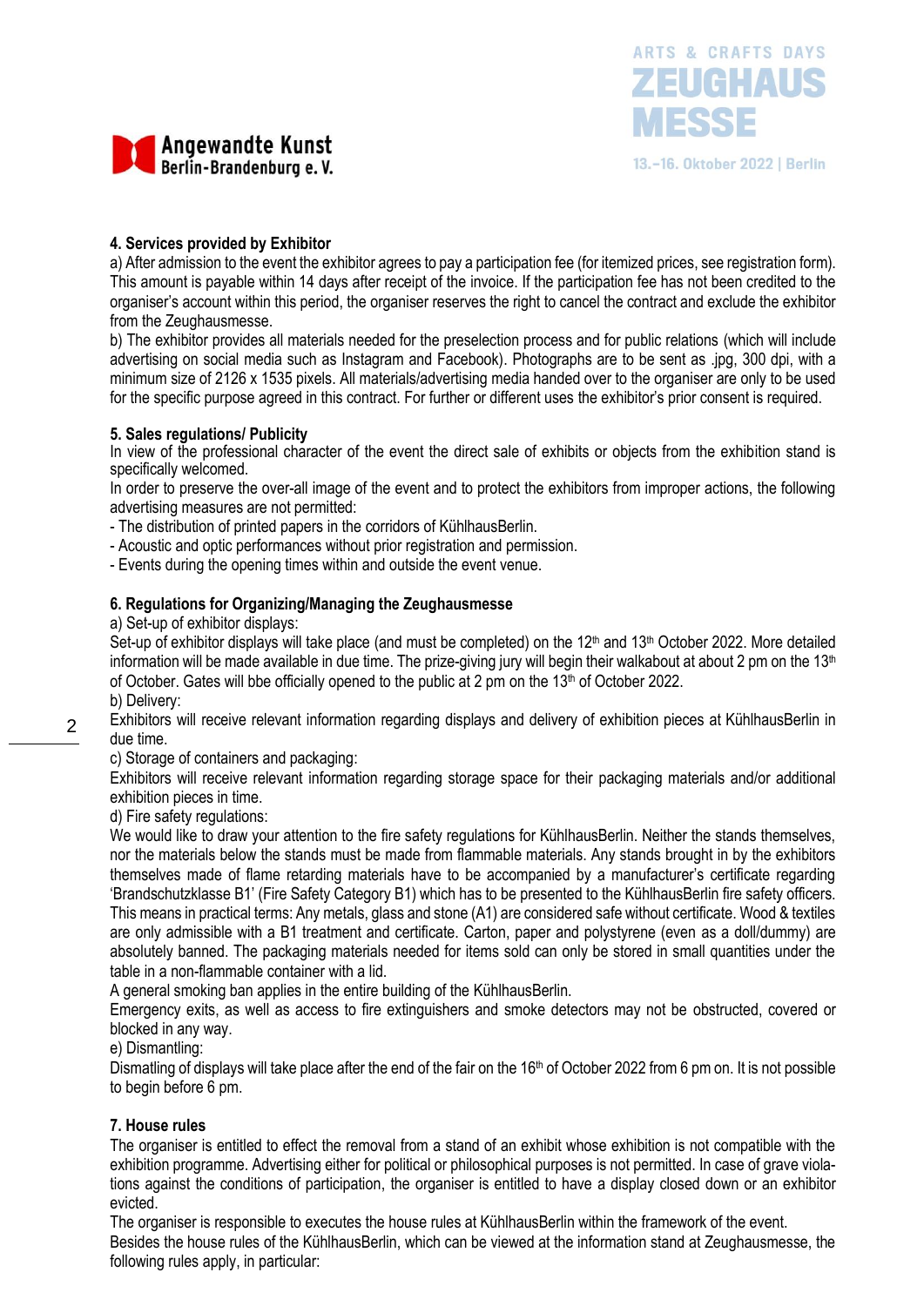#### 4. Services provided by Exhibitor

a) After admission to the event the exhibitor agrees to pay a participation fee (for itemized prices, see registration form). This amount is payable within 14 days after receipt of the invoice. If the participation fee has not been credited to the organiser's account within this period, the organiser reserves the right to cancel the contract and exclude the exhibitor from the Zeughausmesse.

b) The exhibitor provides all materials needed for the preselection process and for public relations (which will include advertising on social media such as Instagram and Facebook). Photographs are to be sent as .jpg, 300 dpi, with a minimum size of 2126 x 1535 pixels. All materials/advertising media handed over to the organiser are only to be used for the specific purpose agreed in this contract. For further or different uses the exhibitor's prior consent is required.

#### 5. Sales regulations/ Publicity

In view of the professional character of the event the direct sale of exhibits or objects from the exhibition stand is specifically welcomed.

In order to preserve the over-all image of the event and to protect the exhibitors from improper actions, the following advertising measures are not permitted:

- The distribution of printed papers in the corridors of KühlhausBerlin.
- Acoustic and optic performances without prior registration and permission.
- Events during the opening times within and outside the event venue.

#### 6. Regulations for Organizing/Managing the Zeughausmesse

a) Set-up of exhibitor displays:

Set-up of exhibitor displays will take place (and must be completed) on the 12th and 13th October 2022. More detailed information will be made available in due time. The prize-giving jury will begin their walkabout at about 2 pm on the 13th of October. Gates will bbe officially opened to the public at 2 pm on the 13th of October 2022.

b) Delivery:

Exhibitors will receive relevant information regarding displays and delivery of exhibition pieces at KühlhausBerlin in due time.

c) Storage of containers and packaging:

Exhibitors will receive relevant information regarding storage space for their packaging materials and/or additional exhibition pieces in time.

d) Fire safety regulations:

We would like to draw your attention to the fire safety regulations for KühlhausBerlin. Neither the stands themselves, nor the materials below the stands must be made from flammable materials. Any stands brought in by the exhibitors themselves made of flame retarding materials have to be accompanied by a manufacturer's certificate regarding 'Brandschutzklasse B1' (Fire Safety Category B1) which has to be presented to the KühlhausBerlin fire safety officers. This means in practical terms: Any metals, glass and stone (A1) are considered safe without certificate. Wood & textiles are only admissible with a B1 treatment and certificate. Carton, paper and polystyrene (even as a dummy) are absolutely banned. The packaging materials needed for items sold can only be stored in small quantities under the table in a non-flammable container with a lid.

A general smoking ban applies in the entire building of the KühlhausBerlin.

Emergency exits, as well as access to fire extinguishers and smoke detectors may not be obstructed, covered or blocked in any way.

e) Dismantling:

Dismatling of displays will take place after the end of the fair on the 16th of October 2022 from 6 pm on. It is not possible to begin before 6 pm.

#### 7. House rules

The organiser is entitled to effect the removal from a stand of an exhibit whose exhibition is not compatible with the exhibition programme. Advertising either for political or philosophical purposes is not permitted. In case of grave violations against the conditions of participation, the organiser is entitled to have a display closed down or an exhibitor evicted.

The organiser is responsible to executes the house rules at KühlhausBerlin within the framework of the event.

Besides the house rules of the KühlhausBerlin, which can be viewed at the information stand at Zeughausmesse, the following rules apply, in particular: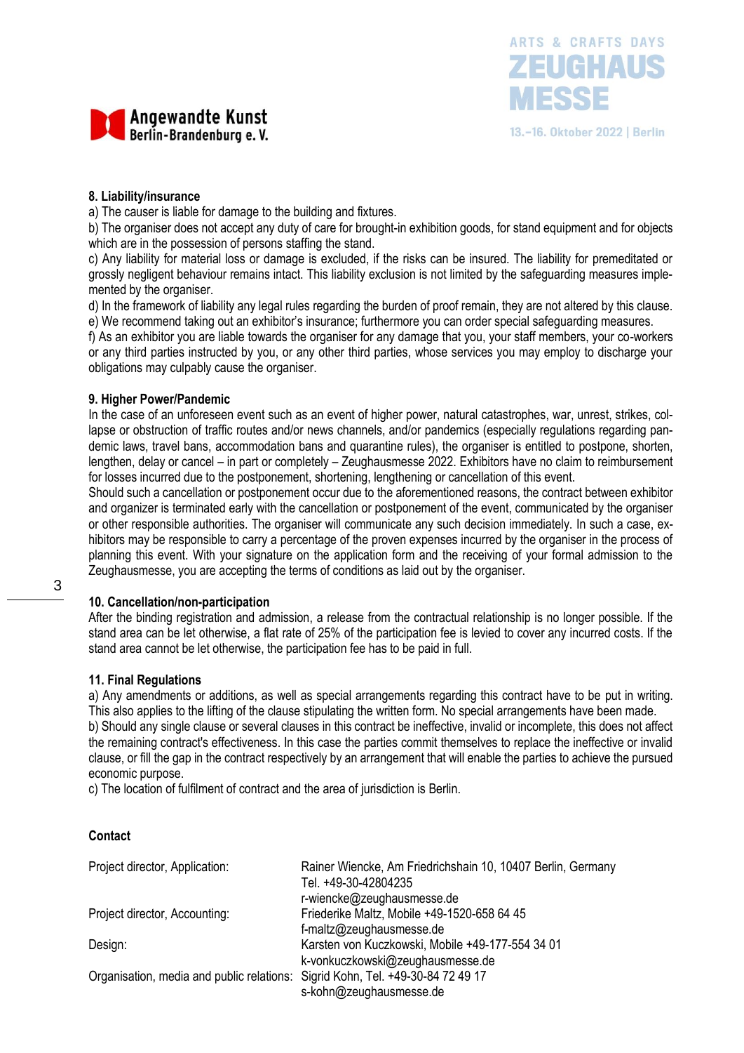## 8. Liability/insurance

a) The causer is liable for damage to the building and fixtures.

b) The organiser does not accept any duty of care for brought-in exhibition goods, for stand equipment and for objects which are in the possession of persons staffing the stand.

c) Any liability for material loss or damage is excluded, if the risks can be insured. The liability for premeditated or grossly negligent behaviour remains intact. This liability exclusion is not limited by the safeguarding measures implemented by the organiser.

d) In the framework of liability any legal rules regarding the burden of proof remain, they are not altered by this clause.

e) We recommend taking out an exhibitor's insurance; furthermore you can order special safeguarding measures.

f) As an exhibitor you are liable towards the organiser for any damage that you, your staff members, your co-workers or any third parties instructed by you, or any other third parties, whose services you may employ to discharge your obligations may culpably cause the organiser.

## 9. Higher Power/Pandemic

In the case of an unforeseen event such as an event of higher power, natural catastrophes, war, unrest, strikes, collapse or obstruction of traffic routes and/or news channels, and/or pandemics (especially regulations regarding pandemic laws, travel bans, accommodation bans and quarantine rules), the organiser is entitled to postpone, shorten, lengthen, delay or cancel – in part or completely – Zeughausmesse 2022. Exhibitors have no claim to reimbursement for losses incurred due to the postponement, shortening, lengthening or cancellation of this event.

Should such a cancellation or postponement occur due to the aforementioned reasons, the contract between exhibitor and organizer is terminated early with the cancellation or postponement of the event, communicated by the organiser or other responsible authorities. The organiser will communicate any such decision immediately. In such a case, exhibitors may be responsible to carry a percentage of the proven expenses incurred by the organiser in the process of planning this event. With your signature on the application form and the receiving of your formal admission to the Zeughausmesse, you are accepting the terms of conditions as laid out by the organiser.

## 10. Cancellation/non-participation

After the binding registration and admission, a release from the contractual relationship is no longer possible. If the stand area can be let otherwise, a flat rate of 25% of the participation fee is levied to cover any incurred costs. If the stand area cannot be let otherwise, the participation fee has to be paid in full.

## 11. Final Regulations

a) Any amendments or additions, as well as special arrangements regarding this contract have to be put in writing. This also applies to the lifting of the clause stipulating the written form. No special arrangements have been made.

b) Should any single clause or several clauses in this contract be ineffective, invalid or incomplete, this does not affect the remaining contract's effectiveness. In this case the parties commit themselves to replace the ineffective or invalid clause, or fill the gap in the contract respectively by an arrangement that will enable the parties to achieve the pursued economic purpose.

c) The location of fulfilment of contract and the area of jurisdiction is Berlin.

## Contact

| | |
|---|---|
| Project director, Application: | Rainer Wiencke, Am Friedrichshain 10, 10407 Berlin, Germany<br>Tel. +49-30-42804235<br>r-wiencke@zeughausmesse.de |
| Project director, Accounting: | Friederike Maltz, Mobile +49-1520-658 64 45<br>f-maltz@zeughausmesse.de |
| Design: | Karsten von Kuczkowski, Mobile +49-177-554 34 01<br>k-vonkuczkowski@zeughausmesse.de |
| Organisation, media and public relations: | Sigrid Kohn, Tel. +49-30-84 72 49 17<br>s-kohn@zeughausmesse.de |